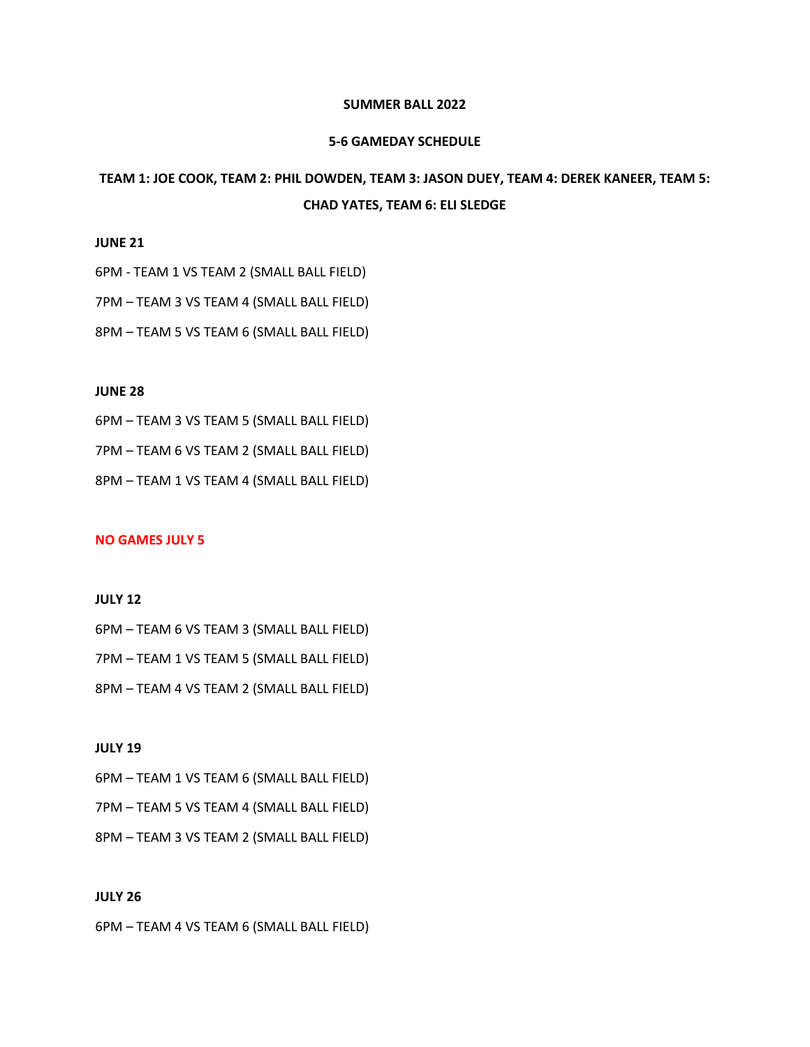**SUMMER BALL 2022**

**5-6 GAMEDAY SCHEDULE**

**TEAM 1: JOE COOK, TEAM 2: PHIL DOWDEN, TEAM 3: JASON DUEY, TEAM 4: DEREK KANEER, TEAM 5: CHAD YATES, TEAM 6: ELI SLEDGE**

**JUNE 21**

6PM - TEAM 1 VS TEAM 2 (SMALL BALL FIELD)

7PM – TEAM 3 VS TEAM 4 (SMALL BALL FIELD)

8PM – TEAM 5 VS TEAM 6 (SMALL BALL FIELD)

**JUNE 28**

6PM – TEAM 3 VS TEAM 5 (SMALL BALL FIELD)

7PM – TEAM 6 VS TEAM 2 (SMALL BALL FIELD)

8PM – TEAM 1 VS TEAM 4 (SMALL BALL FIELD)

**NO GAMES JULY 5**

**JULY 12**

6PM – TEAM 6 VS TEAM 3 (SMALL BALL FIELD)

7PM – TEAM 1 VS TEAM 5 (SMALL BALL FIELD)

8PM – TEAM 4 VS TEAM 2 (SMALL BALL FIELD)

**JULY 19**

6PM – TEAM 1 VS TEAM 6 (SMALL BALL FIELD)

7PM – TEAM 5 VS TEAM 4 (SMALL BALL FIELD)

8PM – TEAM 3 VS TEAM 2 (SMALL BALL FIELD)

**JULY 26**

6PM – TEAM 4 VS TEAM 6 (SMALL BALL FIELD)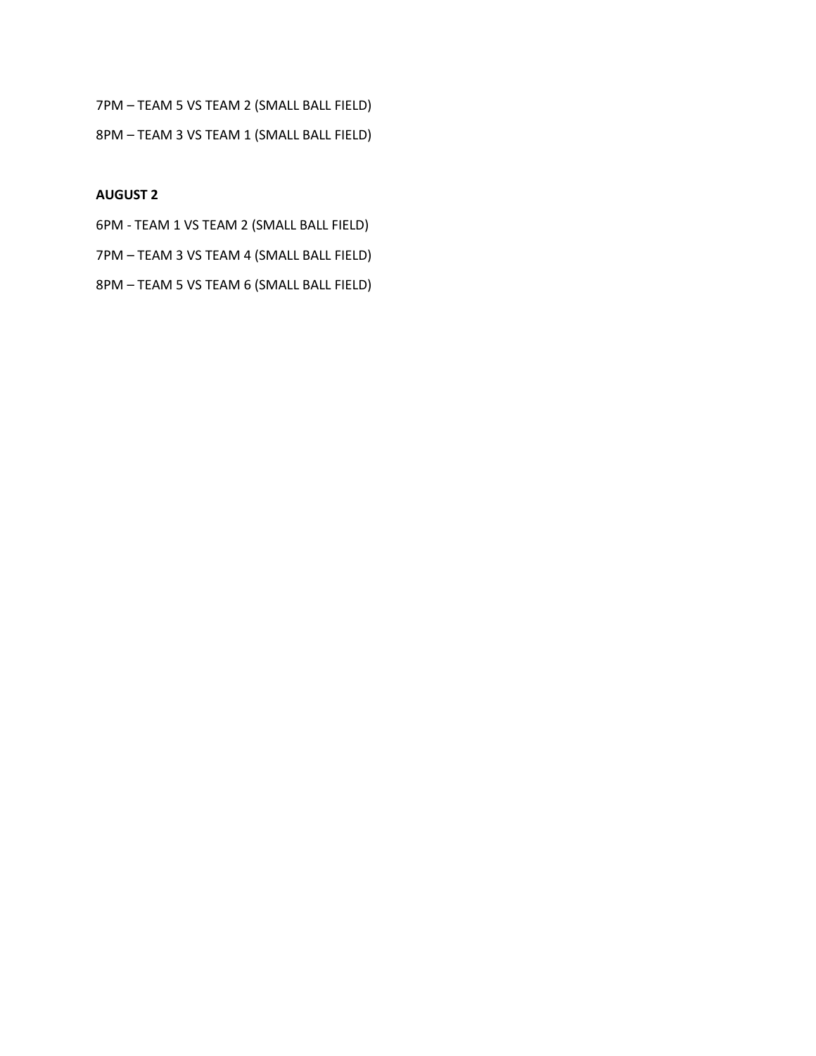7PM – TEAM 5 VS TEAM 2 (SMALL BALL FIELD)

8PM – TEAM 3 VS TEAM 1 (SMALL BALL FIELD)

**AUGUST 2**

6PM - TEAM 1 VS TEAM 2 (SMALL BALL FIELD)

7PM – TEAM 3 VS TEAM 4 (SMALL BALL FIELD)

8PM – TEAM 5 VS TEAM 6 (SMALL BALL FIELD)